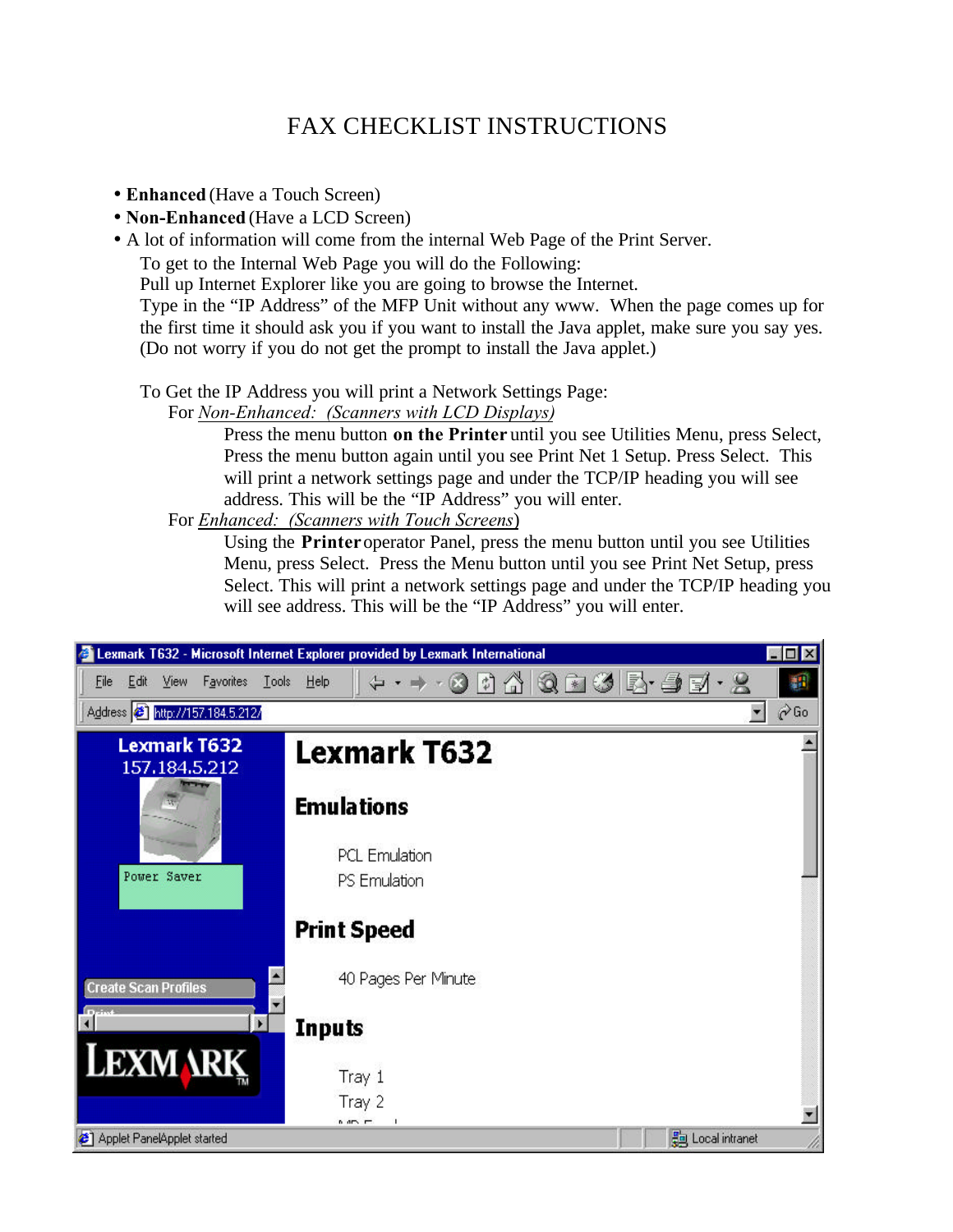# FAX CHECKLIST INSTRUCTIONS

- **Enhanced** (Have a Touch Screen)
- **Non-Enhanced** (Have a LCD Screen)
- A lot of information will come from the internal Web Page of the Print Server.

  To get to the Internal Web Page you will do the Following:
  Pull up Internet Explorer like you are going to browse the Internet.
  Type in the "IP Address" of the MFP Unit without any www. When the page comes up for the first time it should ask you if you want to install the Java applet, make sure you say yes. (Do not worry if you do not get the prompt to install the Java applet.)

  To Get the IP Address you will print a Network Settings Page:

  For *Non-Enhanced: (Scanners with LCD Displays)*

  > Press the menu button **on the Printer** until you see Utilities Menu, press Select, Press the menu button again until you see Print Net 1 Setup. Press Select. This will print a network settings page and under the TCP/IP heading you will see address. This will be the "IP Address" you will enter.

  For *Enhanced: (Scanners with Touch Screens)*

  > Using the **Printer** operator Panel, press the menu button until you see Utilities Menu, press Select. Press the Menu button until you see Print Net Setup, press Select. This will print a network settings page and under the TCP/IP heading you will see address. This will be the "IP Address" you will enter.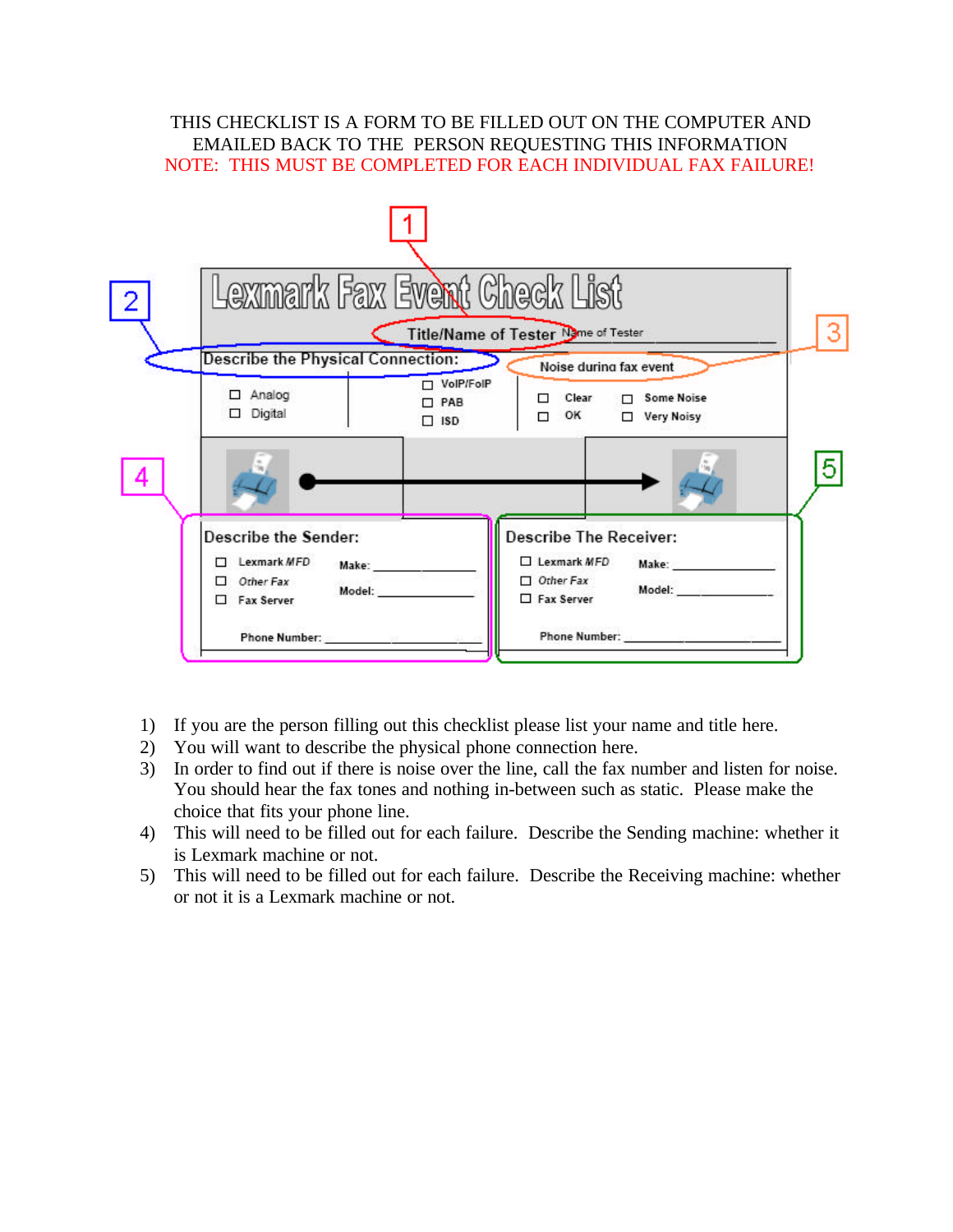THIS CHECKLIST IS A FORM TO BE FILLED OUT ON THE COMPUTER AND EMAILED BACK TO THE PERSON REQUESTING THIS INFORMATION

NOTE: THIS MUST BE COMPLETED FOR EACH INDIVIDUAL FAX FAILURE!

# Lexmark Fax Event Check List

**Title/Name of Tester** Name of Tester ______________________ (1)

**Describe the Physical Connection:** (2)

- ☐ Analog
- ☐ Digital
- ☐ VoIP/FoIP
- ☐ PAB
- ☐ ISD

**Noise during fax event** (3)

- ☐ Clear
- ☐ OK
- ☐ Some Noise
- ☐ Very Noisy

**Describe the Sender:** (4)

- ☐ Lexmark *MFD*
- ☐ *Other Fax*
- ☐ Fax Server

Make: ______________

Model: ______________

Phone Number: ______________________

**Describe The Receiver:** (5)

- ☐ Lexmark *MFD*
- ☐ *Other Fax*
- ☐ Fax Server

Make: ______________

Model: ______________

Phone Number: ______________________

1) If you are the person filling out this checklist please list your name and title here.
2) You will want to describe the physical phone connection here.
3) In order to find out if there is noise over the line, call the fax number and listen for noise. You should hear the fax tones and nothing in-between such as static. Please make the choice that fits your phone line.
4) This will need to be filled out for each failure. Describe the Sending machine: whether it is Lexmark machine or not.
5) This will need to be filled out for each failure. Describe the Receiving machine: whether or not it is a Lexmark machine or not.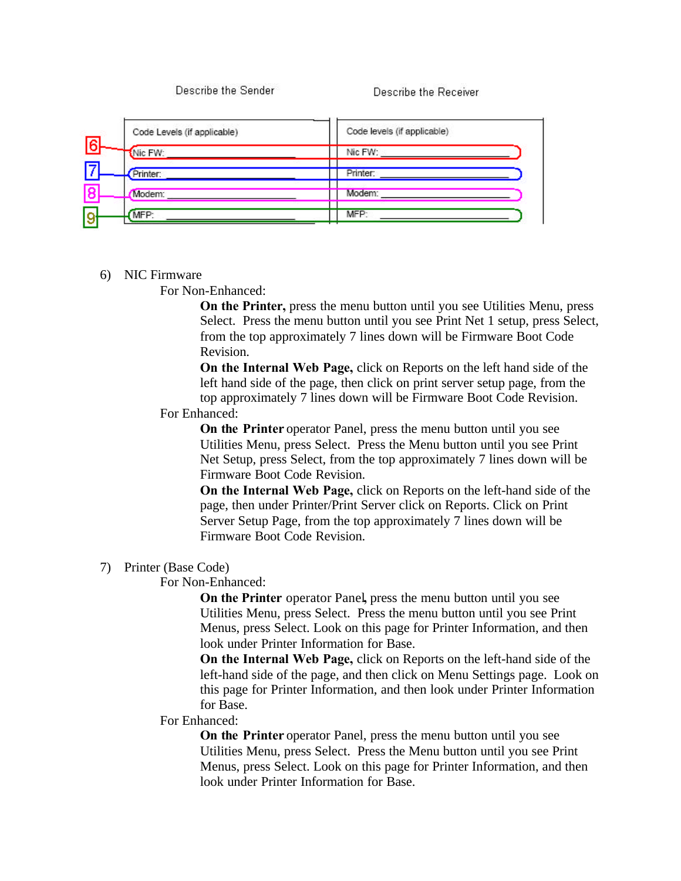| Describe the Sender | Describe the Receiver |
|---|---|
| Code Levels (if applicable) | Code levels (if applicable) |
| 6 Nic FW: ____________ | Nic FW: ____________ |
| 7 Printer: ____________ | Printer: ____________ |
| 8 Modem: ____________ | Modem: ____________ |
| 9 MFP: ____________ | MFP: ____________ |

6) NIC Firmware

For Non-Enhanced:

**On the Printer,** press the menu button until you see Utilities Menu, press Select. Press the menu button until you see Print Net 1 setup, press Select, from the top approximately 7 lines down will be Firmware Boot Code Revision.

**On the Internal Web Page,** click on Reports on the left hand side of the left hand side of the page, then click on print server setup page, from the top approximately 7 lines down will be Firmware Boot Code Revision.

For Enhanced:

**On the Printer** operator Panel, press the menu button until you see Utilities Menu, press Select. Press the Menu button until you see Print Net Setup, press Select, from the top approximately 7 lines down will be Firmware Boot Code Revision.

**On the Internal Web Page,** click on Reports on the left-hand side of the page, then under Printer/Print Server click on Reports. Click on Print Server Setup Page, from the top approximately 7 lines down will be Firmware Boot Code Revision.

7) Printer (Base Code)

For Non-Enhanced:

**On the Printer** operator Panel, press the menu button until you see Utilities Menu, press Select. Press the menu button until you see Print Menus, press Select. Look on this page for Printer Information, and then look under Printer Information for Base.

**On the Internal Web Page,** click on Reports on the left-hand side of the left-hand side of the page, and then click on Menu Settings page. Look on this page for Printer Information, and then look under Printer Information for Base.

For Enhanced:

**On the Printer** operator Panel, press the menu button until you see Utilities Menu, press Select. Press the Menu button until you see Print Menus, press Select. Look on this page for Printer Information, and then look under Printer Information for Base.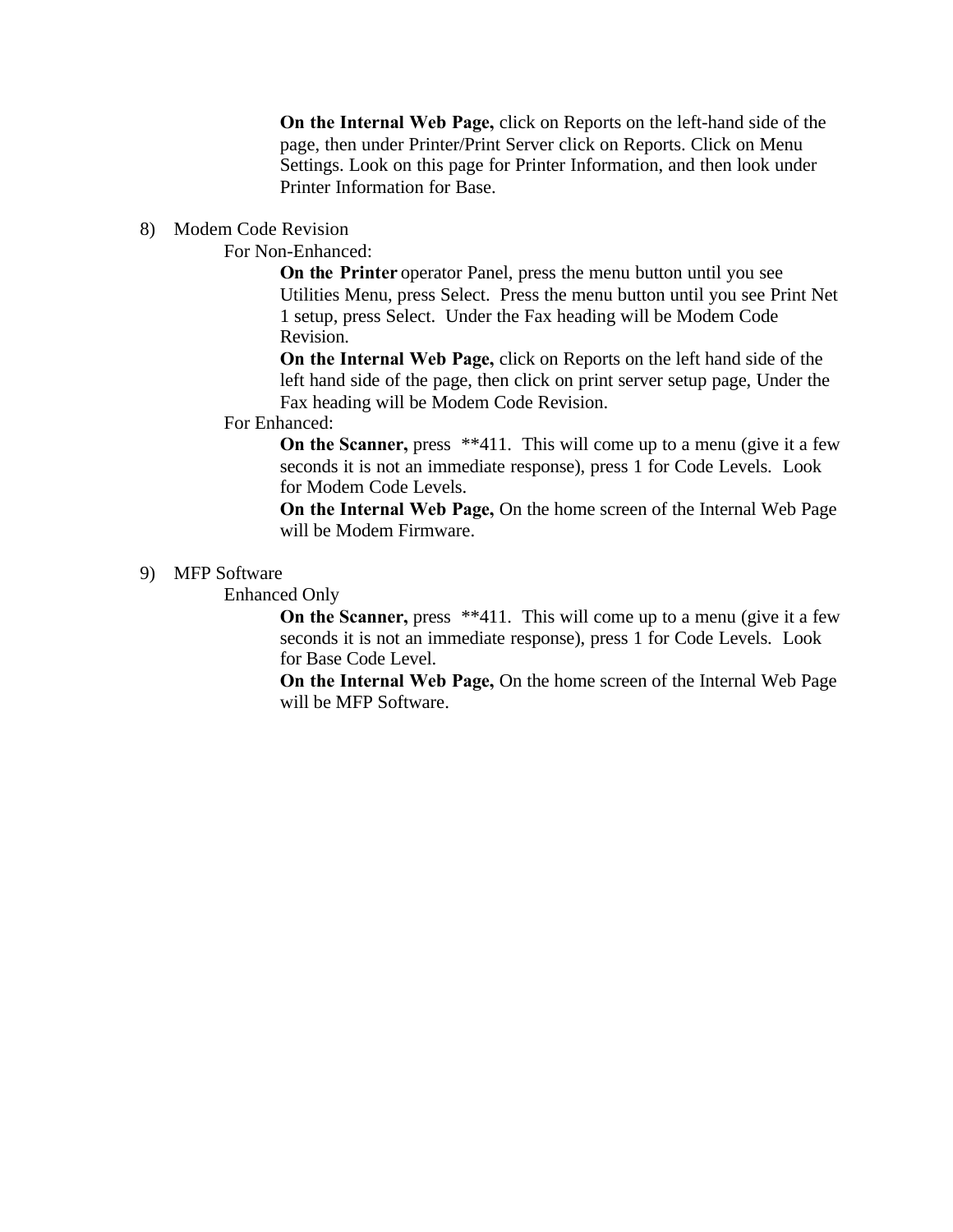**On the Internal Web Page,** click on Reports on the left-hand side of the page, then under Printer/Print Server click on Reports. Click on Menu Settings. Look on this page for Printer Information, and then look under Printer Information for Base.

8) Modem Code Revision

For Non-Enhanced:

**On the Printer** operator Panel, press the menu button until you see Utilities Menu, press Select. Press the menu button until you see Print Net 1 setup, press Select. Under the Fax heading will be Modem Code Revision.

**On the Internal Web Page,** click on Reports on the left hand side of the left hand side of the page, then click on print server setup page, Under the Fax heading will be Modem Code Revision.

For Enhanced:

**On the Scanner,** press **411. This will come up to a menu (give it a few seconds it is not an immediate response), press 1 for Code Levels. Look for Modem Code Levels.

**On the Internal Web Page,** On the home screen of the Internal Web Page will be Modem Firmware.

9) MFP Software

Enhanced Only

**On the Scanner,** press **411. This will come up to a menu (give it a few seconds it is not an immediate response), press 1 for Code Levels. Look for Base Code Level.

**On the Internal Web Page,** On the home screen of the Internal Web Page will be MFP Software.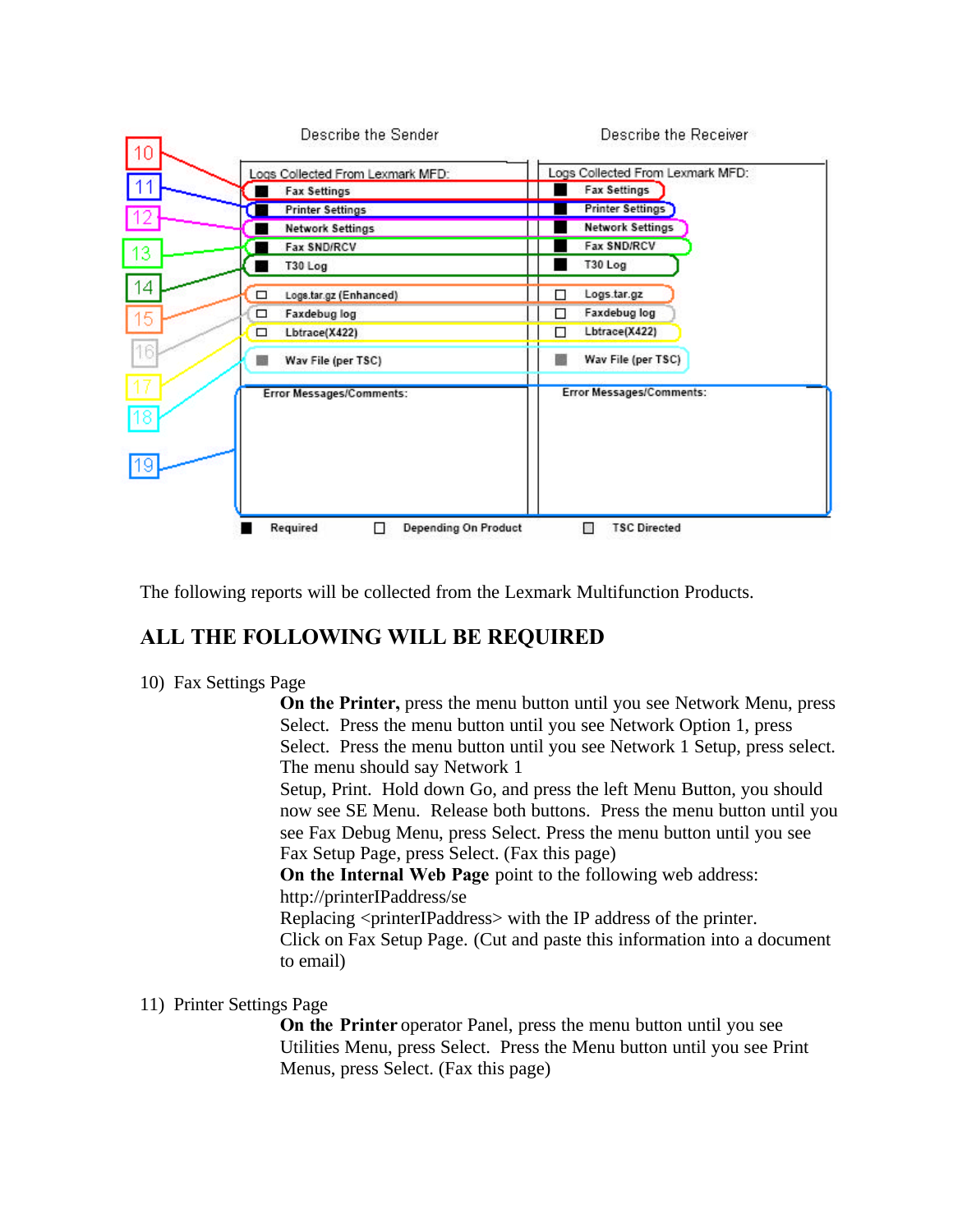| Describe the Sender | Describe the Receiver |
|---|---|
| Logs Collected From Lexmark MFD: | Logs Collected From Lexmark MFD: |
| ■ Fax Settings | ■ Fax Settings |
| ■ Printer Settings | ■ Printer Settings |
| ■ Network Settings | ■ Network Settings |
| ■ Fax SND/RCV | ■ Fax SND/RCV |
| ■ T30 Log | ■ T30 Log |
| □ Logs.tar.gz (Enhanced) | □ Logs.tar.gz |
| □ Faxdebug log | □ Faxdebug log |
| □ Lbtrace(X422) | □ Lbtrace(X422) |
| ■ Wav File (per TSC) | ■ Wav File (per TSC) |
| Error Messages/Comments: | Error Messages/Comments: |

Callouts: 10 – Fax Settings; 11 – Printer Settings; 12 – Network Settings; 13 – Fax SND/RCV; 14 – T30 Log; 15 – Logs.tar.gz; 16 – Faxdebug log; 17 – Lbtrace(X422); 18 – Wav File (per TSC); 19 – Error Messages/Comments

■ Required □ Depending On Product □ TSC Directed

The following reports will be collected from the Lexmark Multifunction Products.

## ALL THE FOLLOWING WILL BE REQUIRED

10) Fax Settings Page

**On the Printer,** press the menu button until you see Network Menu, press Select. Press the menu button until you see Network Option 1, press Select. Press the menu button until you see Network 1 Setup, press select. The menu should say Network 1 Setup, Print. Hold down Go, and press the left Menu Button, you should now see SE Menu. Release both buttons. Press the menu button until you see Fax Debug Menu, press Select. Press the menu button until you see Fax Setup Page, press Select. (Fax this page)

**On the Internal Web Page** point to the following web address: http://printerIPaddress/se

Replacing <printerIPaddress> with the IP address of the printer.

Click on Fax Setup Page. (Cut and paste this information into a document to email)

11) Printer Settings Page

**On the Printer** operator Panel, press the menu button until you see Utilities Menu, press Select. Press the Menu button until you see Print Menus, press Select. (Fax this page)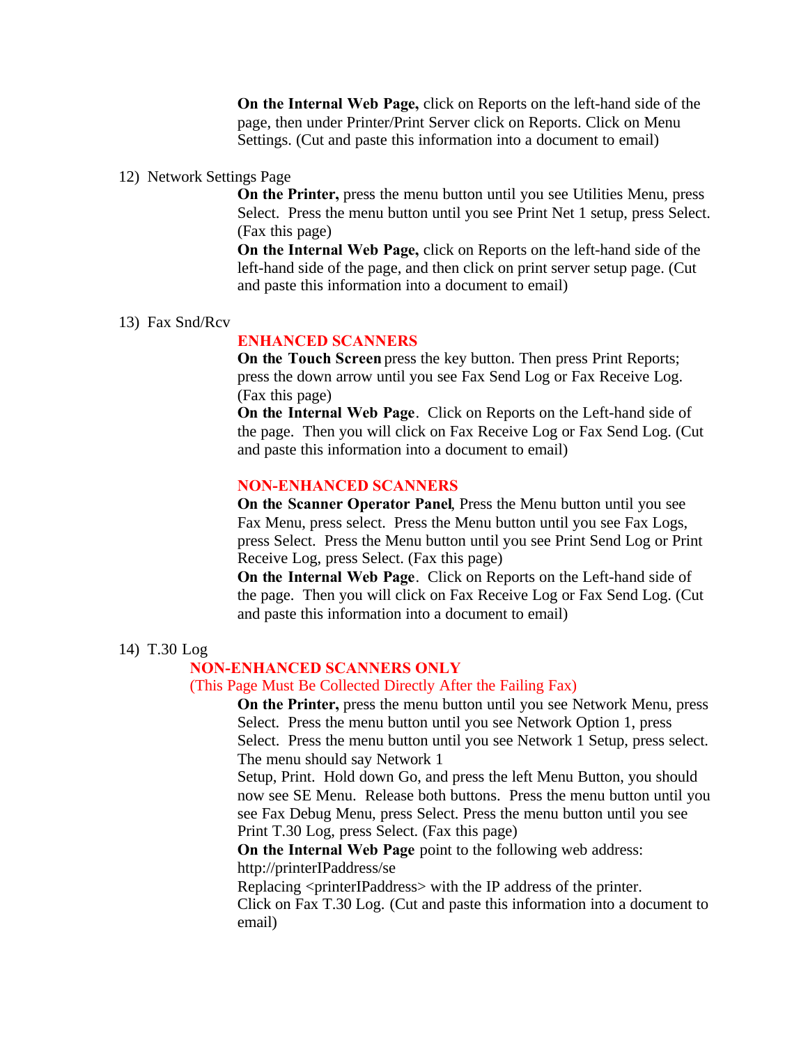**On the Internal Web Page,** click on Reports on the left-hand side of the page, then under Printer/Print Server click on Reports. Click on Menu Settings. (Cut and paste this information into a document to email)

12) Network Settings Page

**On the Printer,** press the menu button until you see Utilities Menu, press Select. Press the menu button until you see Print Net 1 setup, press Select. (Fax this page)

**On the Internal Web Page,** click on Reports on the left-hand side of the left-hand side of the page, and then click on print server setup page. (Cut and paste this information into a document to email)

13) Fax Snd/Rcv

**ENHANCED SCANNERS**

**On the Touch Screen** press the key button. Then press Print Reports; press the down arrow until you see Fax Send Log or Fax Receive Log. (Fax this page)

**On the Internal Web Page**. Click on Reports on the Left-hand side of the page. Then you will click on Fax Receive Log or Fax Send Log. (Cut and paste this information into a document to email)

**NON-ENHANCED SCANNERS**

**On the Scanner Operator Panel**, Press the Menu button until you see Fax Menu, press select. Press the Menu button until you see Fax Logs, press Select. Press the Menu button until you see Print Send Log or Print Receive Log, press Select. (Fax this page)

**On the Internal Web Page**. Click on Reports on the Left-hand side of the page. Then you will click on Fax Receive Log or Fax Send Log. (Cut and paste this information into a document to email)

14) T.30 Log

**NON-ENHANCED SCANNERS ONLY**

(This Page Must Be Collected Directly After the Failing Fax)

**On the Printer,** press the menu button until you see Network Menu, press Select. Press the menu button until you see Network Option 1, press Select. Press the menu button until you see Network 1 Setup, press select. The menu should say Network 1 Setup, Print. Hold down Go, and press the left Menu Button, you should now see SE Menu. Release both buttons. Press the menu button until you see Fax Debug Menu, press Select. Press the menu button until you see Print T.30 Log, press Select. (Fax this page)

**On the Internal Web Page** point to the following web address: http://printerIPaddress/se

Replacing <printerIPaddress> with the IP address of the printer.

Click on Fax T.30 Log. (Cut and paste this information into a document to email)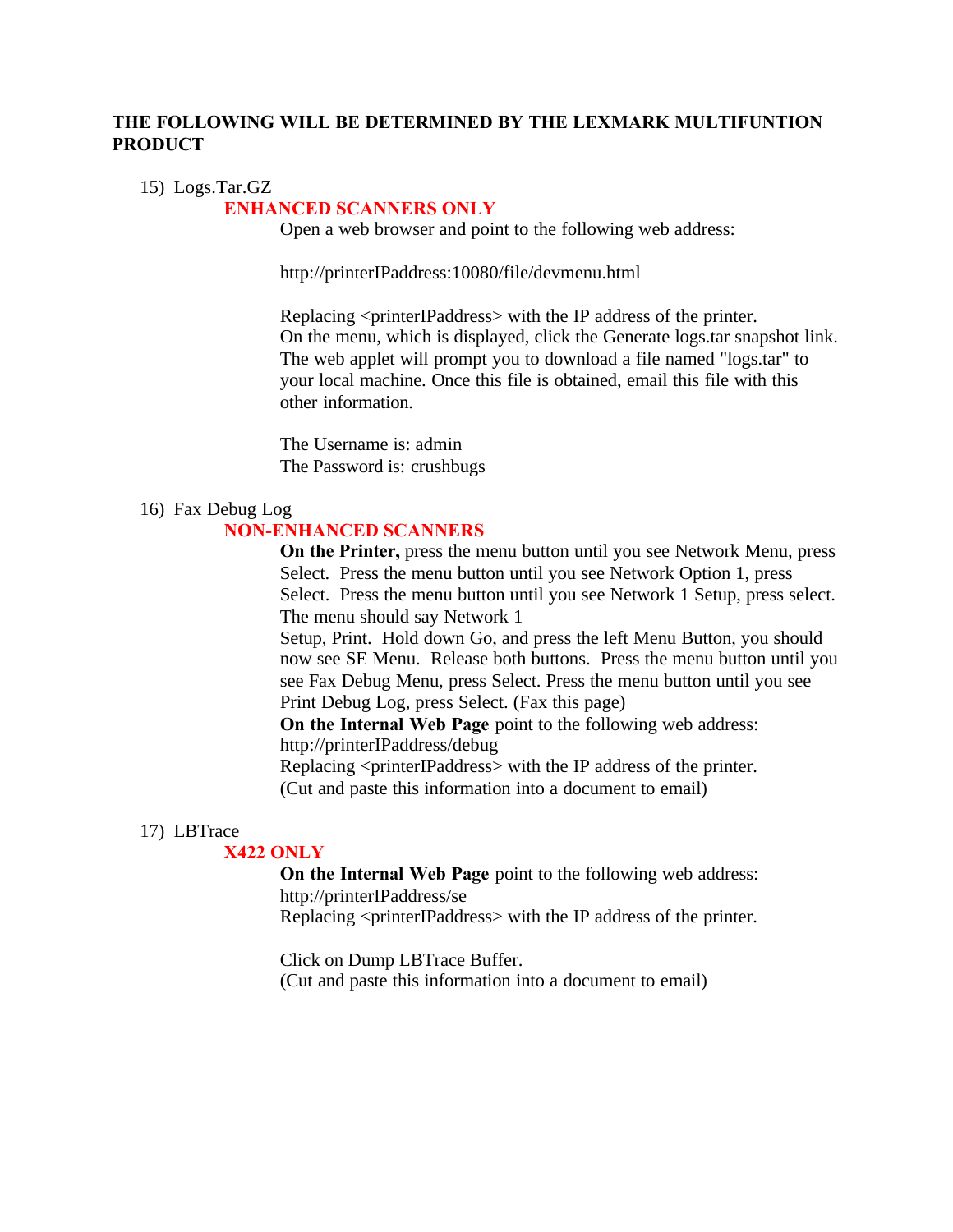**THE FOLLOWING WILL BE DETERMINED BY THE LEXMARK MULTIFUNTION PRODUCT**

15) Logs.Tar.GZ

**ENHANCED SCANNERS ONLY**

Open a web browser and point to the following web address:

http://printerIPaddress:10080/file/devmenu.html

Replacing <printerIPaddress> with the IP address of the printer. On the menu, which is displayed, click the Generate logs.tar snapshot link. The web applet will prompt you to download a file named "logs.tar" to your local machine. Once this file is obtained, email this file with this other information.

The Username is: admin
The Password is: crushbugs

16) Fax Debug Log

**NON-ENHANCED SCANNERS**

**On the Printer,** press the menu button until you see Network Menu, press Select. Press the menu button until you see Network Option 1, press Select. Press the menu button until you see Network 1 Setup, press select. The menu should say Network 1 Setup, Print. Hold down Go, and press the left Menu Button, you should now see SE Menu. Release both buttons. Press the menu button until you see Fax Debug Menu, press Select. Press the menu button until you see Print Debug Log, press Select. (Fax this page)
**On the Internal Web Page** point to the following web address: http://printerIPaddress/debug
Replacing <printerIPaddress> with the IP address of the printer.
(Cut and paste this information into a document to email)

17) LBTrace

**X422 ONLY**

**On the Internal Web Page** point to the following web address: http://printerIPaddress/se
Replacing <printerIPaddress> with the IP address of the printer.

Click on Dump LBTrace Buffer.
(Cut and paste this information into a document to email)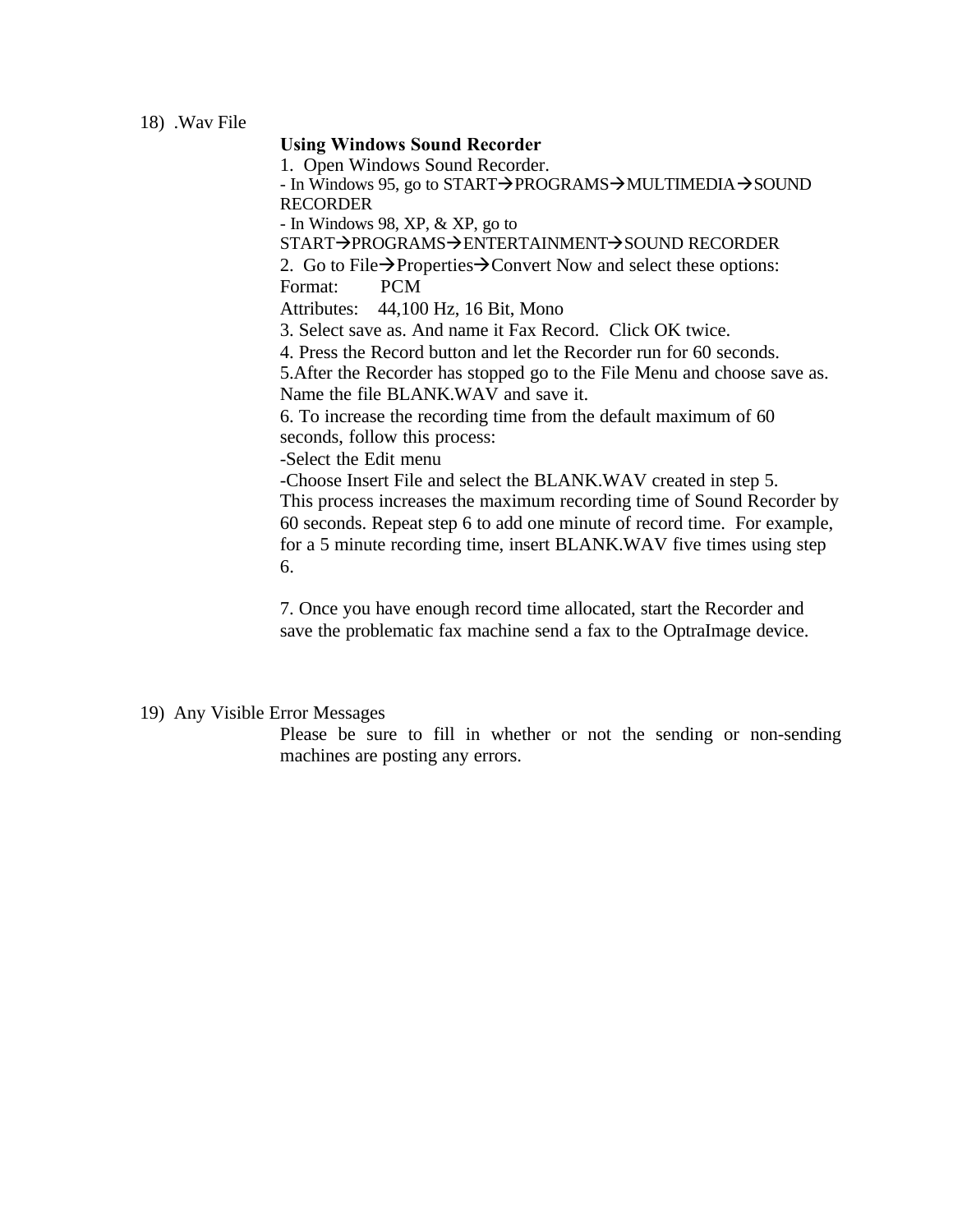18) .Wav File

**Using Windows Sound Recorder**

1. Open Windows Sound Recorder.

- In Windows 95, go to START→PROGRAMS→MULTIMEDIA→SOUND RECORDER
- In Windows 98, XP, & XP, go to START→PROGRAMS→ENTERTAINMENT→SOUND RECORDER

2. Go to File→Properties→Convert Now and select these options:

Format: PCM

Attributes: 44,100 Hz, 16 Bit, Mono

3. Select save as. And name it Fax Record. Click OK twice.

4. Press the Record button and let the Recorder run for 60 seconds.

5.After the Recorder has stopped go to the File Menu and choose save as. Name the file BLANK.WAV and save it.

6. To increase the recording time from the default maximum of 60 seconds, follow this process:

-Select the Edit menu

-Choose Insert File and select the BLANK.WAV created in step 5.

This process increases the maximum recording time of Sound Recorder by 60 seconds. Repeat step 6 to add one minute of record time. For example, for a 5 minute recording time, insert BLANK.WAV five times using step 6.

7. Once you have enough record time allocated, start the Recorder and save the problematic fax machine send a fax to the OptraImage device.

19) Any Visible Error Messages

Please be sure to fill in whether or not the sending or non-sending machines are posting any errors.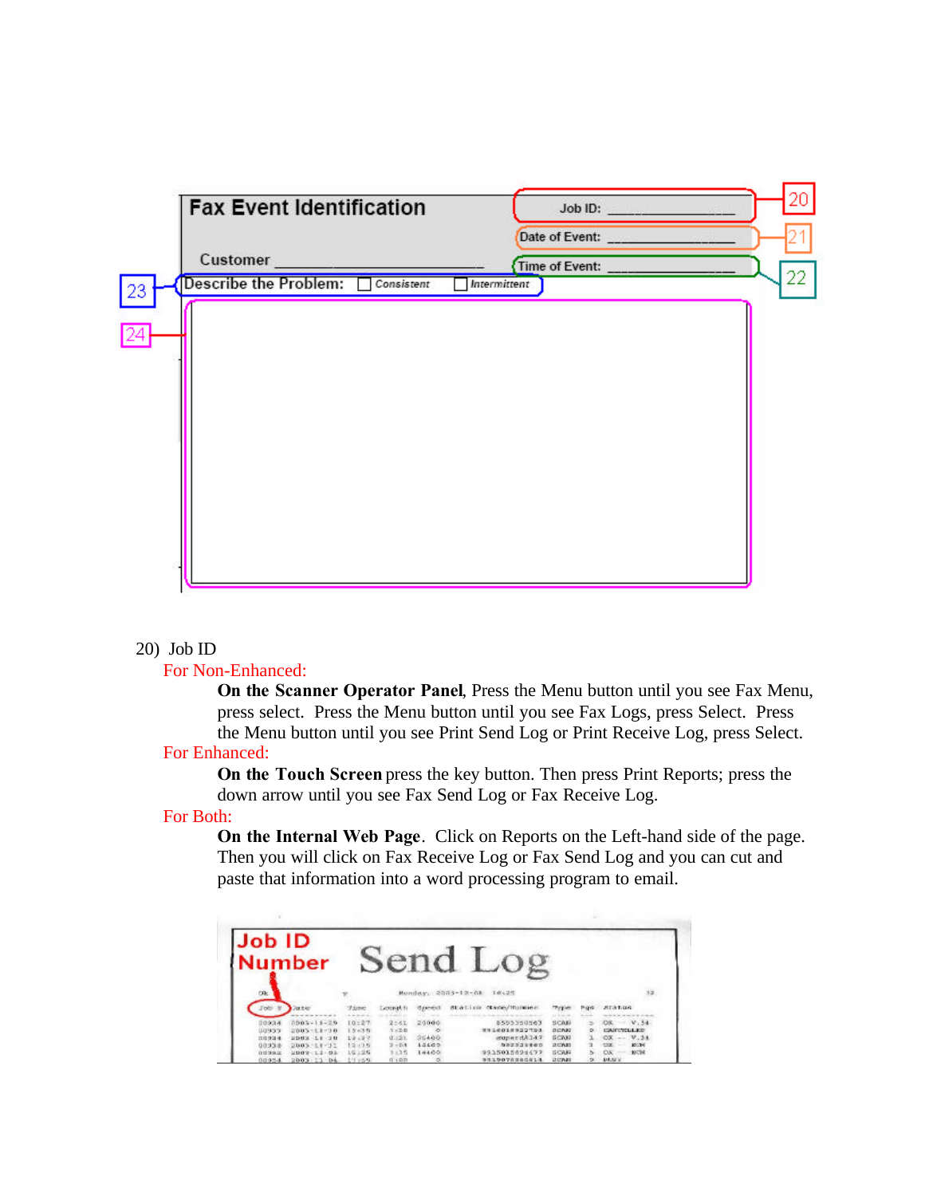Fax Event Identification

Customer ______________________

Job ID: ______________ (20)

Date of Event: ______________ (21)

Time of Event: ______________ (22)

Describe the Problem: ☐ Consistent ☐ Intermittent (23)

(24)

20) Job ID

For Non-Enhanced:

**On the Scanner Operator Panel**, Press the Menu button until you see Fax Menu, press select. Press the Menu button until you see Fax Logs, press Select. Press the Menu button until you see Print Send Log or Print Receive Log, press Select.

For Enhanced:

**On the Touch Screen** press the key button. Then press Print Reports; press the down arrow until you see Fax Send Log or Fax Receive Log.

For Both:

**On the Internal Web Page**. Click on Reports on the Left-hand side of the page. Then you will click on Fax Receive Log or Fax Send Log and you can cut and paste that information into a word processing program to email.

Job ID Number

Send Log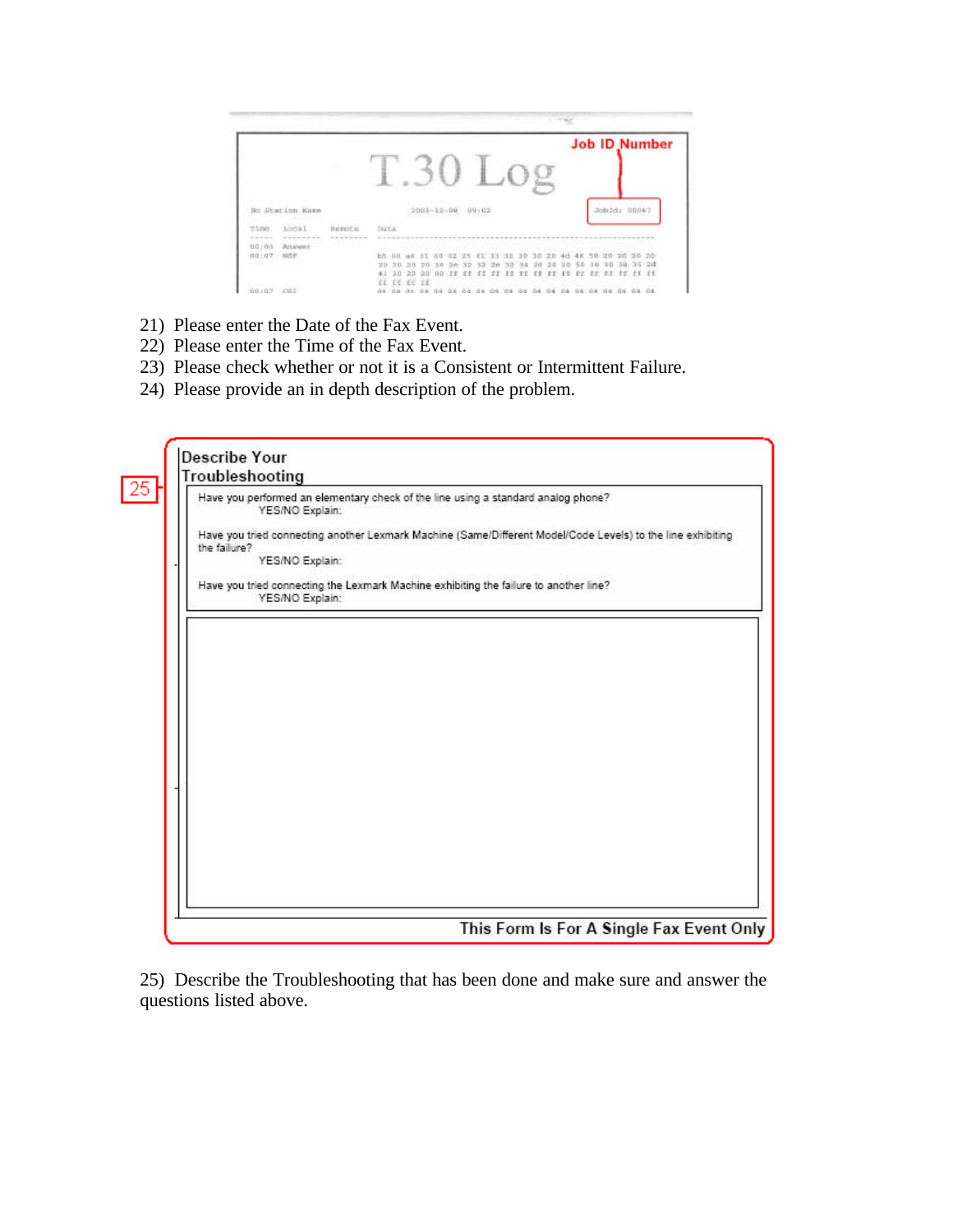Job ID Number

T.30 Log

JobId: 00067

21) Please enter the Date of the Fax Event.
22) Please enter the Time of the Fax Event.
23) Please check whether or not it is a Consistent or Intermittent Failure.
24) Please provide an in depth description of the problem.

25

**Describe Your Troubleshooting**

Have you performed an elementary check of the line using a standard analog phone?
YES/NO Explain:

Have you tried connecting another Lexmark Machine (Same/Different Model/Code Levels) to the line exhibiting the failure?
YES/NO Explain:

Have you tried connecting the Lexmark Machine exhibiting the failure to another line?
YES/NO Explain:

**This Form Is For A Single Fax Event Only**

25) Describe the Troubleshooting that has been done and make sure and answer the questions listed above.